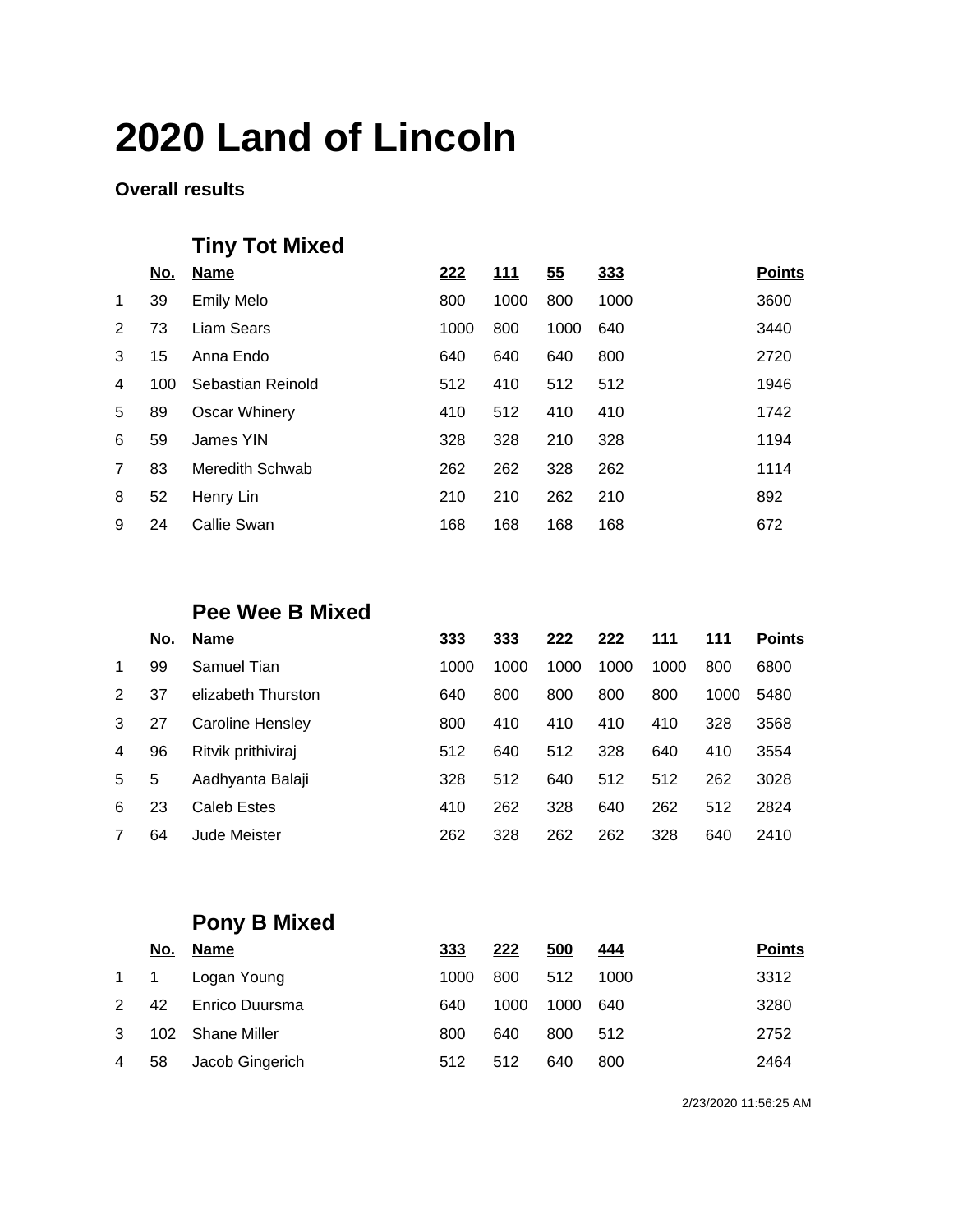# 2020 Land of Lincoln

**Overall results**

## Tiny Tot Mixed

| | No. | Name | 222 | 111 | 55 | 333 | Points |
|---|---|---|---|---|---|---|---|
| 1 | 39 | Emily Melo | 800 | 1000 | 800 | 1000 | 3600 |
| 2 | 73 | Liam Sears | 1000 | 800 | 1000 | 640 | 3440 |
| 3 | 15 | Anna Endo | 640 | 640 | 640 | 800 | 2720 |
| 4 | 100 | Sebastian Reinold | 512 | 410 | 512 | 512 | 1946 |
| 5 | 89 | Oscar Whinery | 410 | 512 | 410 | 410 | 1742 |
| 6 | 59 | James YIN | 328 | 328 | 210 | 328 | 1194 |
| 7 | 83 | Meredith Schwab | 262 | 262 | 328 | 262 | 1114 |
| 8 | 52 | Henry Lin | 210 | 210 | 262 | 210 | 892 |
| 9 | 24 | Callie Swan | 168 | 168 | 168 | 168 | 672 |

## Pee Wee B Mixed

| | No. | Name | 333 | 333 | 222 | 222 | 111 | 111 | Points |
|---|---|---|---|---|---|---|---|---|---|
| 1 | 99 | Samuel Tian | 1000 | 1000 | 1000 | 1000 | 1000 | 800 | 6800 |
| 2 | 37 | elizabeth Thurston | 640 | 800 | 800 | 800 | 800 | 1000 | 5480 |
| 3 | 27 | Caroline Hensley | 800 | 410 | 410 | 410 | 410 | 328 | 3568 |
| 4 | 96 | Ritvik prithiviraj | 512 | 640 | 512 | 328 | 640 | 410 | 3554 |
| 5 | 5 | Aadhyanta Balaji | 328 | 512 | 640 | 512 | 512 | 262 | 3028 |
| 6 | 23 | Caleb Estes | 410 | 262 | 328 | 640 | 262 | 512 | 2824 |
| 7 | 64 | Jude Meister | 262 | 328 | 262 | 262 | 328 | 640 | 2410 |

## Pony B Mixed

| | No. | Name | 333 | 222 | 500 | 444 | Points |
|---|---|---|---|---|---|---|---|
| 1 | 1 | Logan Young | 1000 | 800 | 512 | 1000 | 3312 |
| 2 | 42 | Enrico Duursma | 640 | 1000 | 1000 | 640 | 3280 |
| 3 | 102 | Shane Miller | 800 | 640 | 800 | 512 | 2752 |
| 4 | 58 | Jacob Gingerich | 512 | 512 | 640 | 800 | 2464 |

2/23/2020 11:56:25 AM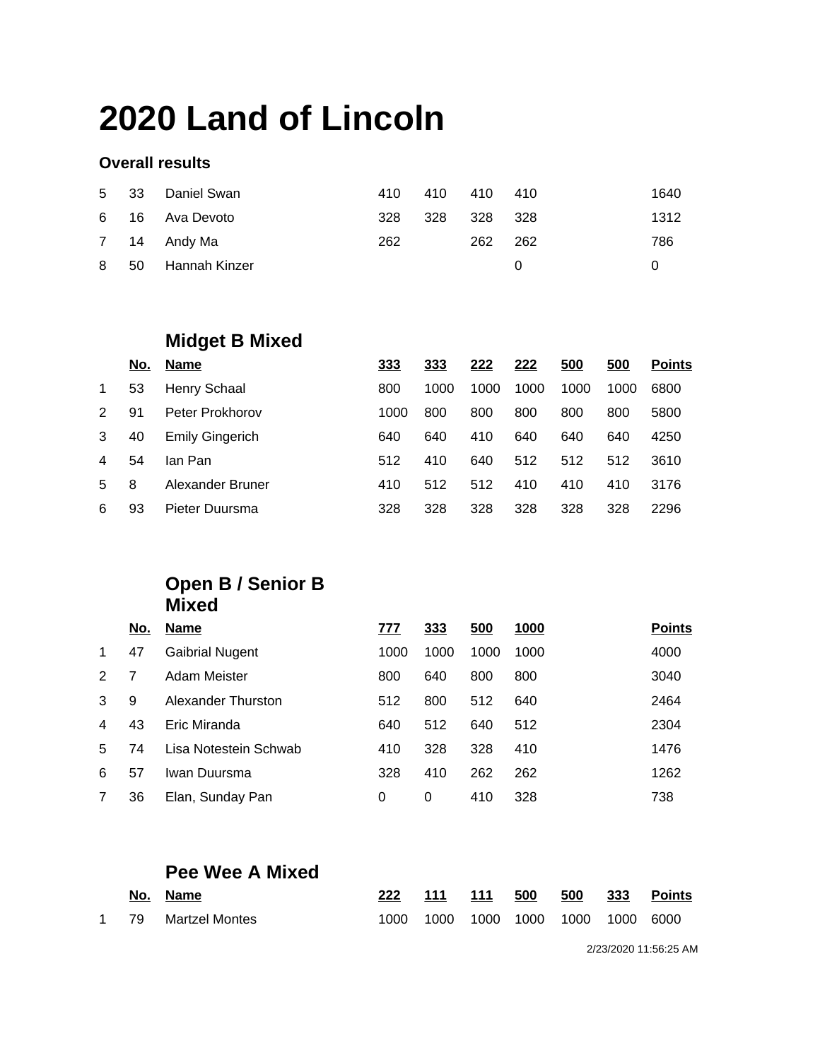# 2020 Land of Lincoln

**Overall results**

| | | | | | | | | | |
|---|---|---|---|---|---|---|---|---|---|
| 5 | 33 | Daniel Swan | 410 | 410 | 410 | 410 | | | 1640 |
| 6 | 16 | Ava Devoto | 328 | 328 | 328 | 328 | | | 1312 |
| 7 | 14 | Andy Ma | 262 | | 262 | 262 | | | 786 |
| 8 | 50 | Hannah Kinzer | | | | 0 | | | 0 |

## Midget B Mixed

| | No. | Name | 333 | 333 | 222 | 222 | 500 | 500 | Points |
|---|---|---|---|---|---|---|---|---|---|
| 1 | 53 | Henry Schaal | 800 | 1000 | 1000 | 1000 | 1000 | 1000 | 6800 |
| 2 | 91 | Peter Prokhorov | 1000 | 800 | 800 | 800 | 800 | 800 | 5800 |
| 3 | 40 | Emily Gingerich | 640 | 640 | 410 | 640 | 640 | 640 | 4250 |
| 4 | 54 | Ian Pan | 512 | 410 | 640 | 512 | 512 | 512 | 3610 |
| 5 | 8 | Alexander Bruner | 410 | 512 | 512 | 410 | 410 | 410 | 3176 |
| 6 | 93 | Pieter Duursma | 328 | 328 | 328 | 328 | 328 | 328 | 2296 |

## Open B / Senior B Mixed

| | No. | Name | 777 | 333 | 500 | 1000 | | | Points |
|---|---|---|---|---|---|---|---|---|---|
| 1 | 47 | Gaibrial Nugent | 1000 | 1000 | 1000 | 1000 | | | 4000 |
| 2 | 7 | Adam Meister | 800 | 640 | 800 | 800 | | | 3040 |
| 3 | 9 | Alexander Thurston | 512 | 800 | 512 | 640 | | | 2464 |
| 4 | 43 | Eric Miranda | 640 | 512 | 640 | 512 | | | 2304 |
| 5 | 74 | Lisa Notestein Schwab | 410 | 328 | 328 | 410 | | | 1476 |
| 6 | 57 | Iwan Duursma | 328 | 410 | 262 | 262 | | | 1262 |
| 7 | 36 | Elan, Sunday Pan | 0 | 0 | 410 | 328 | | | 738 |

## Pee Wee A Mixed

| | No. | Name | 222 | 111 | 111 | 500 | 500 | 333 | Points |
|---|---|---|---|---|---|---|---|---|---|
| 1 | 79 | Martzel Montes | 1000 | 1000 | 1000 | 1000 | 1000 | 1000 | 6000 |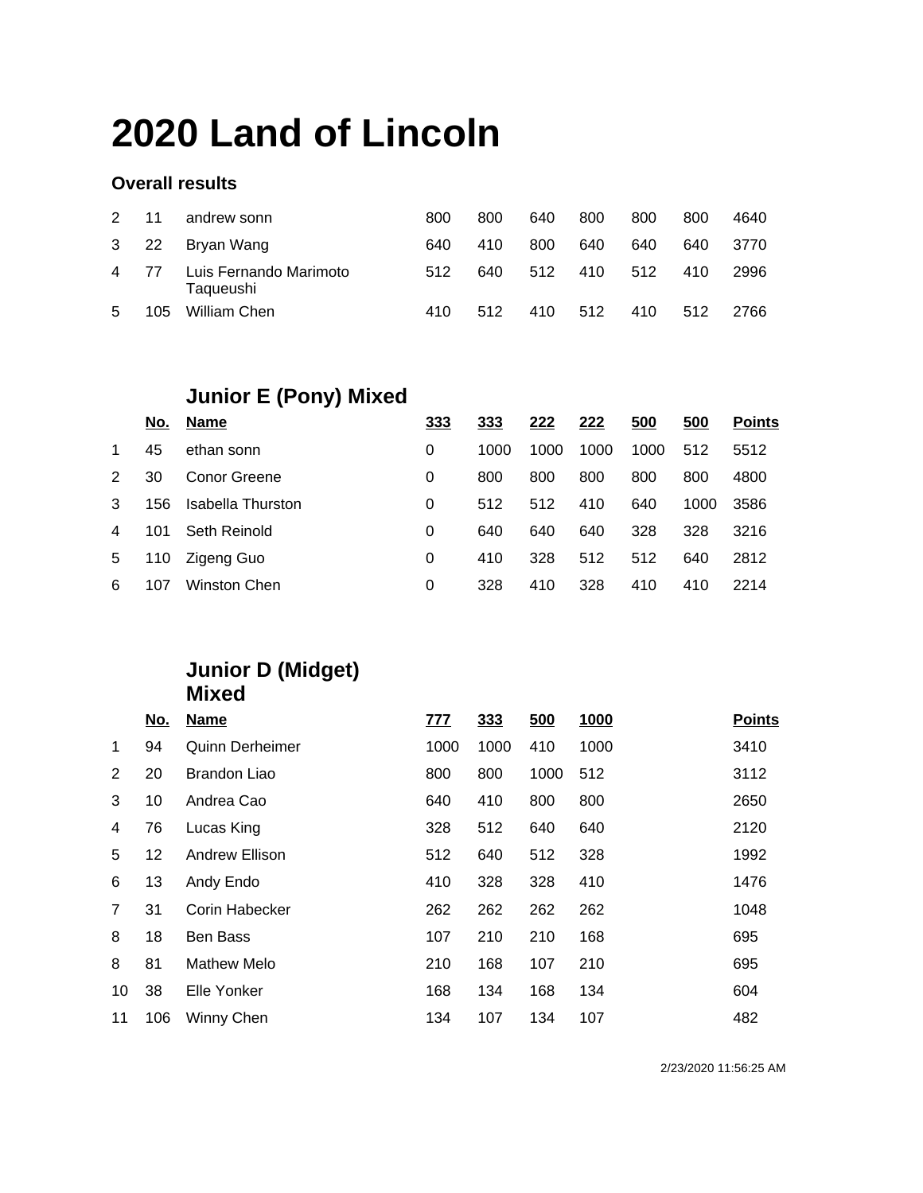# 2020 Land of Lincoln

### Overall results

| | | | | | | | | | |
|---|---|---|---|---|---|---|---|---|---|
| 2 | 11 | andrew sonn | 800 | 800 | 640 | 800 | 800 | 800 | 4640 |
| 3 | 22 | Bryan Wang | 640 | 410 | 800 | 640 | 640 | 640 | 3770 |
| 4 | 77 | Luis Fernando Marimoto Taqueushi | 512 | 640 | 512 | 410 | 512 | 410 | 2996 |
| 5 | 105 | William Chen | 410 | 512 | 410 | 512 | 410 | 512 | 2766 |

## Junior E (Pony) Mixed

| | No. | Name | 333 | 333 | 222 | 222 | 500 | 500 | Points |
|---|---|---|---|---|---|---|---|---|---|
| 1 | 45 | ethan sonn | 0 | 1000 | 1000 | 1000 | 1000 | 512 | 5512 |
| 2 | 30 | Conor Greene | 0 | 800 | 800 | 800 | 800 | 800 | 4800 |
| 3 | 156 | Isabella Thurston | 0 | 512 | 512 | 410 | 640 | 1000 | 3586 |
| 4 | 101 | Seth Reinold | 0 | 640 | 640 | 640 | 328 | 328 | 3216 |
| 5 | 110 | Zigeng Guo | 0 | 410 | 328 | 512 | 512 | 640 | 2812 |
| 6 | 107 | Winston Chen | 0 | 328 | 410 | 328 | 410 | 410 | 2214 |

## Junior D (Midget) Mixed

| | No. | Name | 777 | 333 | 500 | 1000 | Points |
|---|---|---|---|---|---|---|---|
| 1 | 94 | Quinn Derheimer | 1000 | 1000 | 410 | 1000 | 3410 |
| 2 | 20 | Brandon Liao | 800 | 800 | 1000 | 512 | 3112 |
| 3 | 10 | Andrea Cao | 640 | 410 | 800 | 800 | 2650 |
| 4 | 76 | Lucas King | 328 | 512 | 640 | 640 | 2120 |
| 5 | 12 | Andrew Ellison | 512 | 640 | 512 | 328 | 1992 |
| 6 | 13 | Andy Endo | 410 | 328 | 328 | 410 | 1476 |
| 7 | 31 | Corin Habecker | 262 | 262 | 262 | 262 | 1048 |
| 8 | 18 | Ben Bass | 107 | 210 | 210 | 168 | 695 |
| 8 | 81 | Mathew Melo | 210 | 168 | 107 | 210 | 695 |
| 10 | 38 | Elle Yonker | 168 | 134 | 168 | 134 | 604 |
| 11 | 106 | Winny Chen | 134 | 107 | 134 | 107 | 482 |

2/23/2020 11:56:25 AM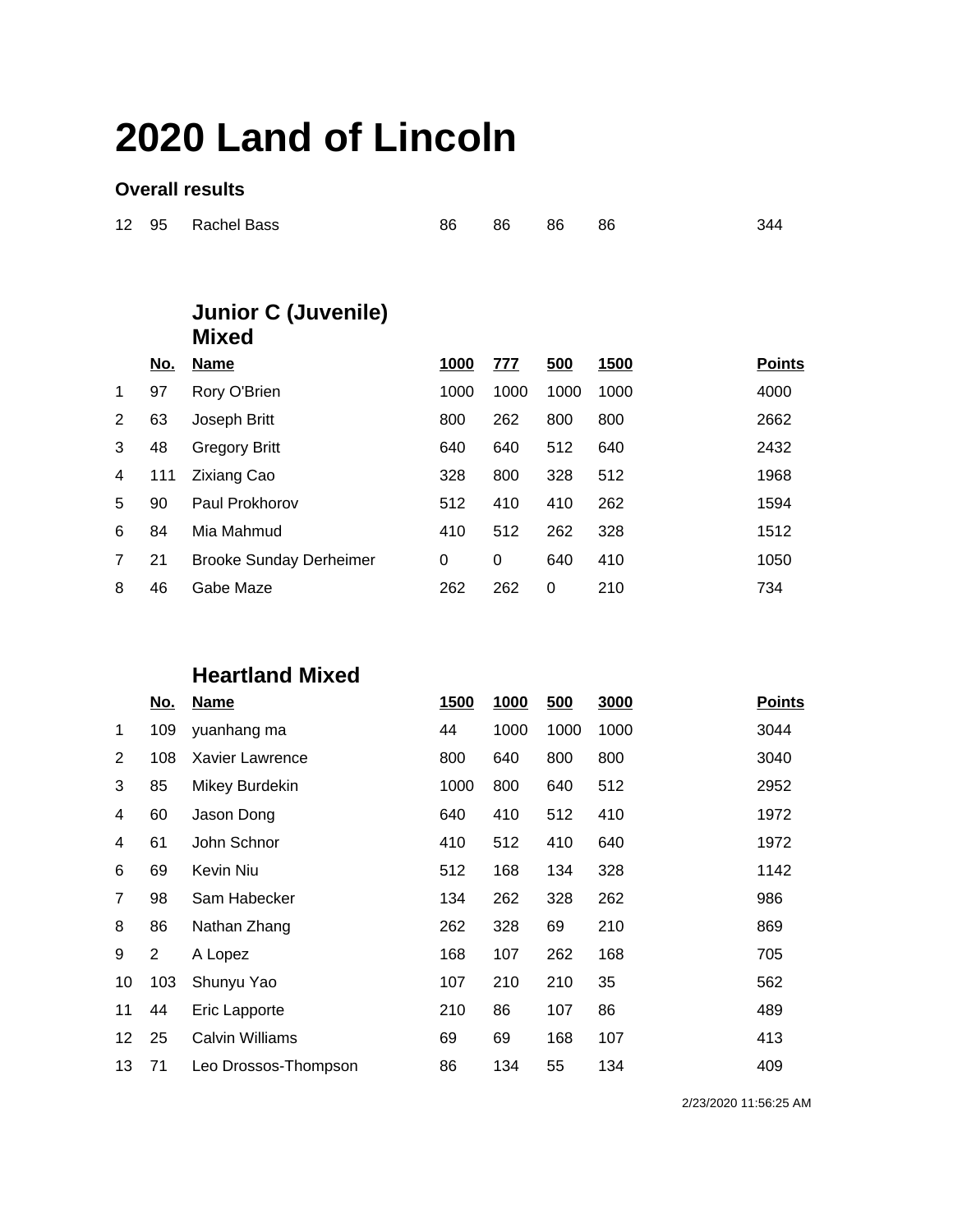# 2020 Land of Lincoln

### Overall results

| | | | | | | | |
|---|---|---|---|---|---|---|---|
| 12 | 95 | Rachel Bass | 86 | 86 | 86 | 86 | 344 |

## Junior C (Juvenile) Mixed

| | No. | Name | 1000 | 777 | 500 | 1500 | Points |
|---|---|---|---|---|---|---|---|
| 1 | 97 | Rory O'Brien | 1000 | 1000 | 1000 | 1000 | 4000 |
| 2 | 63 | Joseph Britt | 800 | 262 | 800 | 800 | 2662 |
| 3 | 48 | Gregory Britt | 640 | 640 | 512 | 640 | 2432 |
| 4 | 111 | Zixiang Cao | 328 | 800 | 328 | 512 | 1968 |
| 5 | 90 | Paul Prokhorov | 512 | 410 | 410 | 262 | 1594 |
| 6 | 84 | Mia Mahmud | 410 | 512 | 262 | 328 | 1512 |
| 7 | 21 | Brooke Sunday Derheimer | 0 | 0 | 640 | 410 | 1050 |
| 8 | 46 | Gabe Maze | 262 | 262 | 0 | 210 | 734 |

## Heartland Mixed

| | No. | Name | 1500 | 1000 | 500 | 3000 | Points |
|---|---|---|---|---|---|---|---|
| 1 | 109 | yuanhang ma | 44 | 1000 | 1000 | 1000 | 3044 |
| 2 | 108 | Xavier Lawrence | 800 | 640 | 800 | 800 | 3040 |
| 3 | 85 | Mikey Burdekin | 1000 | 800 | 640 | 512 | 2952 |
| 4 | 60 | Jason Dong | 640 | 410 | 512 | 410 | 1972 |
| 4 | 61 | John Schnor | 410 | 512 | 410 | 640 | 1972 |
| 6 | 69 | Kevin Niu | 512 | 168 | 134 | 328 | 1142 |
| 7 | 98 | Sam Habecker | 134 | 262 | 328 | 262 | 986 |
| 8 | 86 | Nathan Zhang | 262 | 328 | 69 | 210 | 869 |
| 9 | 2 | A Lopez | 168 | 107 | 262 | 168 | 705 |
| 10 | 103 | Shunyu Yao | 107 | 210 | 210 | 35 | 562 |
| 11 | 44 | Eric Lapporte | 210 | 86 | 107 | 86 | 489 |
| 12 | 25 | Calvin Williams | 69 | 69 | 168 | 107 | 413 |
| 13 | 71 | Leo Drossos-Thompson | 86 | 134 | 55 | 134 | 409 |

2/23/2020 11:56:25 AM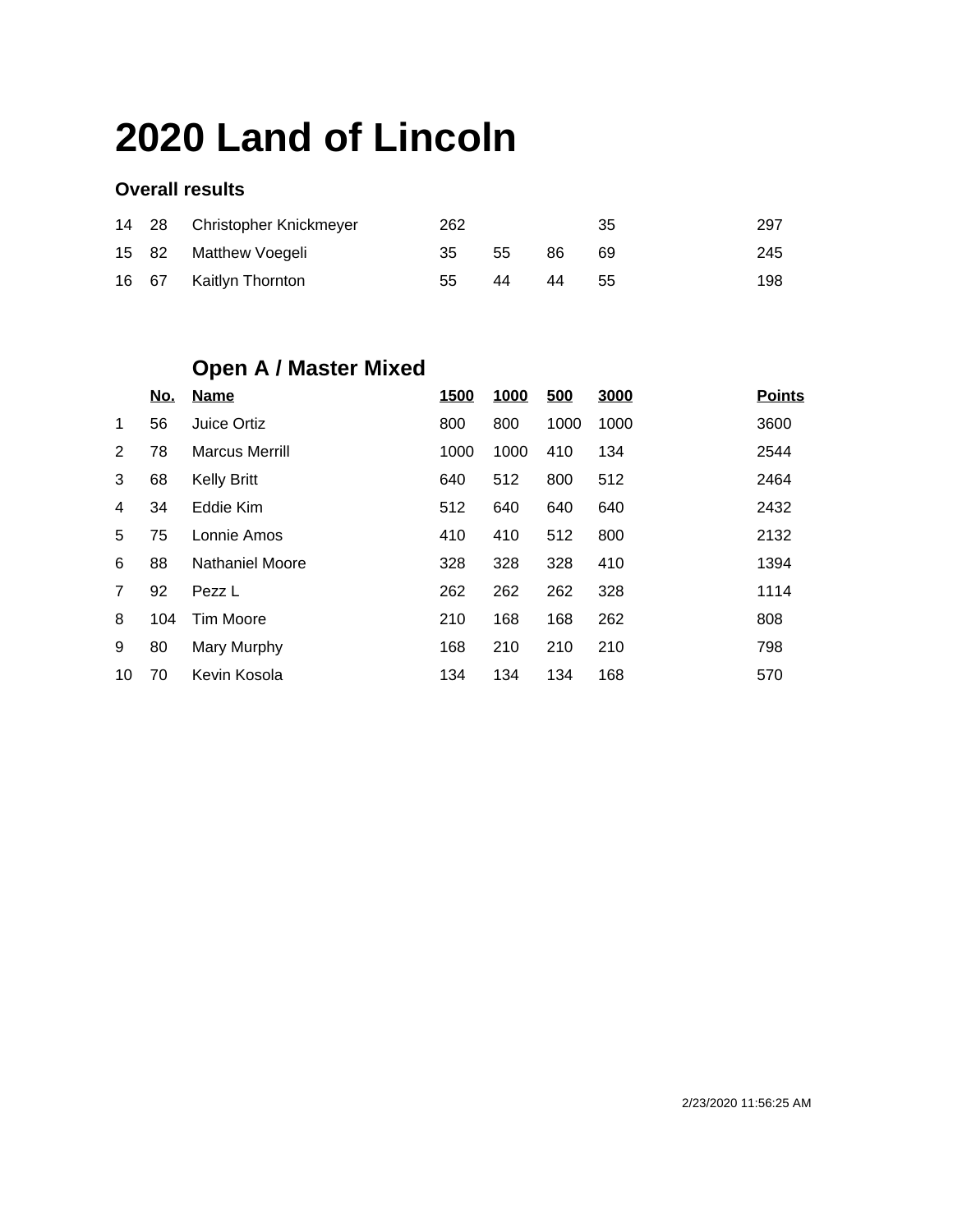# 2020 Land of Lincoln

### Overall results

| | | | | | | | |
|---|---|---|---|---|---|---|---|
| 14 | 28 | Christopher Knickmeyer | 262 | | | 35 | 297 |
| 15 | 82 | Matthew Voegeli | 35 | 55 | 86 | 69 | 245 |
| 16 | 67 | Kaitlyn Thornton | 55 | 44 | 44 | 55 | 198 |

## Open A / Master Mixed

| | No. | Name | 1500 | 1000 | 500 | 3000 | Points |
|---|---|---|---|---|---|---|---|
| 1 | 56 | Juice Ortiz | 800 | 800 | 1000 | 1000 | 3600 |
| 2 | 78 | Marcus Merrill | 1000 | 1000 | 410 | 134 | 2544 |
| 3 | 68 | Kelly Britt | 640 | 512 | 800 | 512 | 2464 |
| 4 | 34 | Eddie Kim | 512 | 640 | 640 | 640 | 2432 |
| 5 | 75 | Lonnie Amos | 410 | 410 | 512 | 800 | 2132 |
| 6 | 88 | Nathaniel Moore | 328 | 328 | 328 | 410 | 1394 |
| 7 | 92 | Pezz L | 262 | 262 | 262 | 328 | 1114 |
| 8 | 104 | Tim Moore | 210 | 168 | 168 | 262 | 808 |
| 9 | 80 | Mary Murphy | 168 | 210 | 210 | 210 | 798 |
| 10 | 70 | Kevin Kosola | 134 | 134 | 134 | 168 | 570 |